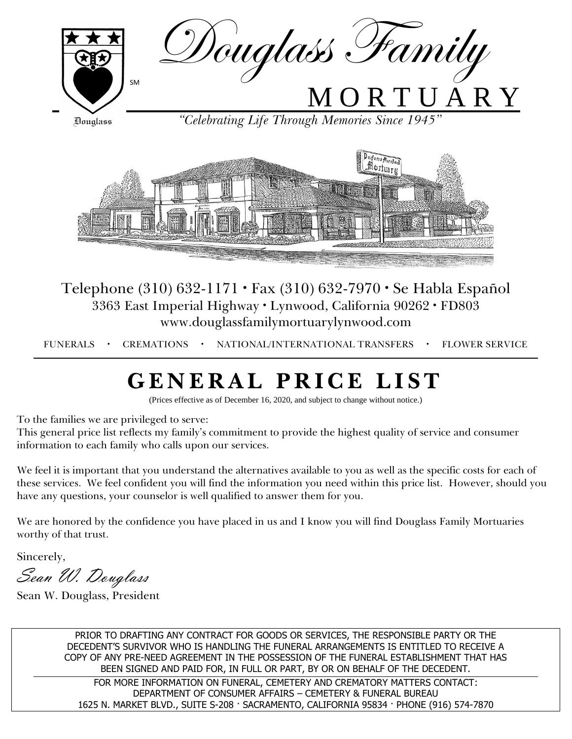# Douglass Family MORTUARY

Douglass

SM

*"Celebrating Life Through Memories Since 1945"*

Telephone (310) 632-1171 • Fax (310) 632-7970 • Se Habla Español
3363 East Imperial Highway • Lynwood, California 90262 • FD803
www.douglassfamilymortuarylynwood.com

FUNERALS • CREMATIONS • NATIONAL/INTERNATIONAL TRANSFERS • FLOWER SERVICE

# GENERAL PRICE LIST

(Prices effective as of December 16, 2020, and subject to change without notice.)

To the families we are privileged to serve:
This general price list reflects my family's commitment to provide the highest quality of service and consumer information to each family who calls upon our services.

We feel it is important that you understand the alternatives available to you as well as the specific costs for each of these services. We feel confident you will find the information you need within this price list. However, should you have any questions, your counselor is well qualified to answer them for you.

We are honored by the confidence you have placed in us and I know you will find Douglass Family Mortuaries worthy of that trust.

Sincerely,

*Sean W. Douglass*

Sean W. Douglass, President

PRIOR TO DRAFTING ANY CONTRACT FOR GOODS OR SERVICES, THE RESPONSIBLE PARTY OR THE DECEDENT'S SURVIVOR WHO IS HANDLING THE FUNERAL ARRANGEMENTS IS ENTITLED TO RECEIVE A COPY OF ANY PRE-NEED AGREEMENT IN THE POSSESSION OF THE FUNERAL ESTABLISHMENT THAT HAS BEEN SIGNED AND PAID FOR, IN FULL OR PART, BY OR ON BEHALF OF THE DECEDENT.

FOR MORE INFORMATION ON FUNERAL, CEMETERY AND CREMATORY MATTERS CONTACT:
DEPARTMENT OF CONSUMER AFFAIRS – CEMETERY & FUNERAL BUREAU
1625 N. MARKET BLVD., SUITE S-208 · SACRAMENTO, CALIFORNIA 95834 · PHONE (916) 574-7870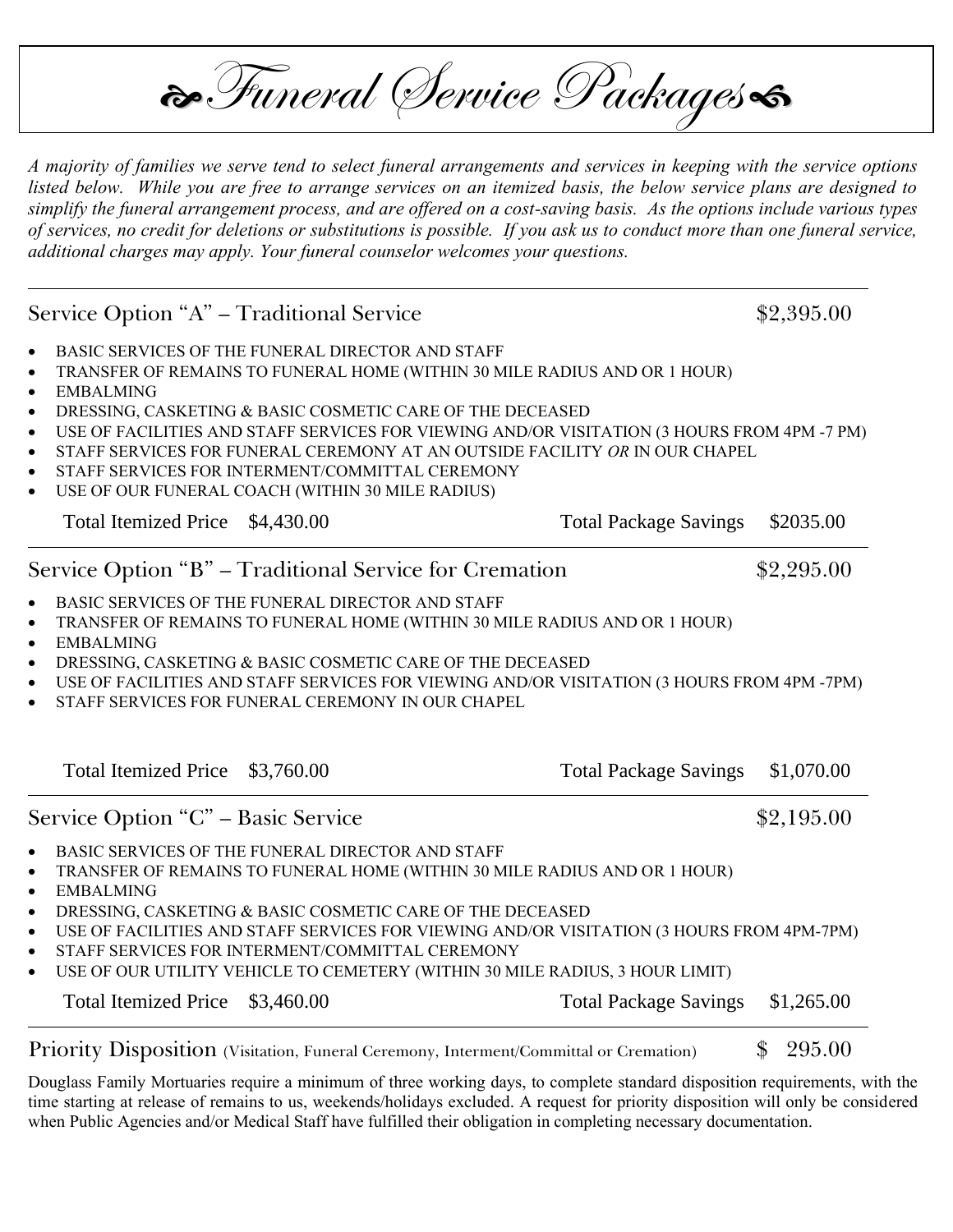# ❧Funeral Service Packages☙

*A majority of families we serve tend to select funeral arrangements and services in keeping with the service options listed below. While you are free to arrange services on an itemized basis, the below service plans are designed to simplify the funeral arrangement process, and are offered on a cost-saving basis. As the options include various types of services, no credit for deletions or substitutions is possible. If you ask us to conduct more than one funeral service, additional charges may apply. Your funeral counselor welcomes your questions.*

---

## Service Option "A" – Traditional Service — $2,395.00

- BASIC SERVICES OF THE FUNERAL DIRECTOR AND STAFF
- TRANSFER OF REMAINS TO FUNERAL HOME (WITHIN 30 MILE RADIUS AND OR 1 HOUR)
- EMBALMING
- DRESSING, CASKETING & BASIC COSMETIC CARE OF THE DECEASED
- USE OF FACILITIES AND STAFF SERVICES FOR VIEWING AND/OR VISITATION (3 HOURS FROM 4PM -7 PM)
- STAFF SERVICES FOR FUNERAL CEREMONY AT AN OUTSIDE FACILITY *OR* IN OUR CHAPEL
- STAFF SERVICES FOR INTERMENT/COMMITTAL CEREMONY
- USE OF OUR FUNERAL COACH (WITHIN 30 MILE RADIUS)

Total Itemized Price $4,430.00 — Total Package Savings $2035.00

---

## Service Option "B" – Traditional Service for Cremation — $2,295.00

- BASIC SERVICES OF THE FUNERAL DIRECTOR AND STAFF
- TRANSFER OF REMAINS TO FUNERAL HOME (WITHIN 30 MILE RADIUS AND OR 1 HOUR)
- EMBALMING
- DRESSING, CASKETING & BASIC COSMETIC CARE OF THE DECEASED
- USE OF FACILITIES AND STAFF SERVICES FOR VIEWING AND/OR VISITATION (3 HOURS FROM 4PM -7PM)
- STAFF SERVICES FOR FUNERAL CEREMONY IN OUR CHAPEL

Total Itemized Price $3,760.00 — Total Package Savings $1,070.00

---

## Service Option "C" – Basic Service — $2,195.00

- BASIC SERVICES OF THE FUNERAL DIRECTOR AND STAFF
- TRANSFER OF REMAINS TO FUNERAL HOME (WITHIN 30 MILE RADIUS AND OR 1 HOUR)
- EMBALMING
- DRESSING, CASKETING & BASIC COSMETIC CARE OF THE DECEASED
- USE OF FACILITIES AND STAFF SERVICES FOR VIEWING AND/OR VISITATION (3 HOURS FROM 4PM-7PM)
- STAFF SERVICES FOR INTERMENT/COMMITTAL CEREMONY
- USE OF OUR UTILITY VEHICLE TO CEMETERY (WITHIN 30 MILE RADIUS, 3 HOUR LIMIT)

Total Itemized Price $3,460.00 — Total Package Savings $1,265.00

---

## Priority Disposition (Visitation, Funeral Ceremony, Interment/Committal or Cremation) — $ 295.00

Douglass Family Mortuaries require a minimum of three working days, to complete standard disposition requirements, with the time starting at release of remains to us, weekends/holidays excluded. A request for priority disposition will only be considered when Public Agencies and/or Medical Staff have fulfilled their obligation in completing necessary documentation.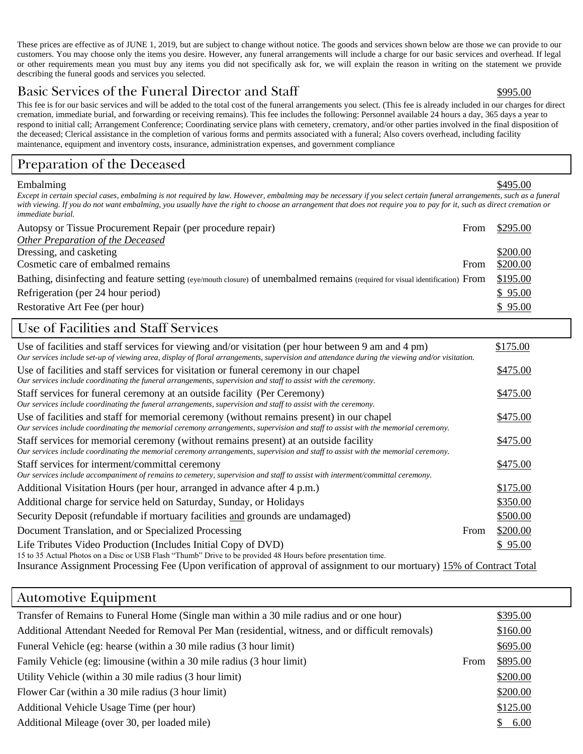These prices are effective as of JUNE 1, 2019, but are subject to change without notice. The goods and services shown below are those we can provide to our customers. You may choose only the items you desire. However, any funeral arrangements will include a charge for our basic services and overhead. If legal or other requirements mean you must buy any items you did not specifically ask for, we will explain the reason in writing on the statement we provide describing the funeral goods and services you selected.

## Basic Services of the Funeral Director and Staff — $995.00

This fee is for our basic services and will be added to the total cost of the funeral arrangements you select. (This fee is already included in our charges for direct cremation, immediate burial, and forwarding or receiving remains). This fee includes the following: Personnel available 24 hours a day, 365 days a year to respond to initial call; Arrangement Conference; Coordinating service plans with cemetery, crematory, and/or other parties involved in the final disposition of the deceased; Clerical assistance in the completion of various forms and permits associated with a funeral; Also covers overhead, including facility maintenance, equipment and inventory costs, insurance, administration expenses, and government compliance

## Preparation of the Deceased

Embalming — $495.00

*Except in certain special cases, embalming is not required by law. However, embalming may be necessary if you select certain funeral arrangements, such as a funeral with viewing. If you do not want embalming, you usually have the right to choose an arrangement that does not require you to pay for it, such as direct cremation or immediate burial.*

| Item | | Price |
|---|---|---|
| Autopsy or Tissue Procurement Repair (per procedure repair) | From | $295.00 |
| *Other Preparation of the Deceased* | | |
| Dressing, and casketing | | $200.00 |
| Cosmetic care of embalmed remains | From | $200.00 |
| Bathing, disinfecting and feature setting (eye/mouth closure) of unembalmed remains (required for visual identification) | From | $195.00 |
| Refrigeration (per 24 hour period) | | $ 95.00 |
| Restorative Art Fee (per hour) | | $ 95.00 |

## Use of Facilities and Staff Services

| Item | | Price |
|---|---|---|
| Use of facilities and staff services for viewing and/or visitation (per hour between 9 am and 4 pm)<br>*Our services include set-up of viewing area, display of floral arrangements, supervision and attendance during the viewing and/or visitation.* | | $175.00 |
| Use of facilities and staff services for visitation or funeral ceremony in our chapel<br>*Our services include coordinating the funeral arrangements, supervision and staff to assist with the ceremony.* | | $475.00 |
| Staff services for funeral ceremony at an outside facility (Per Ceremony)<br>*Our services include coordinating the funeral arrangements, supervision and staff to assist with the ceremony.* | | $475.00 |
| Use of facilities and staff for memorial ceremony (without remains present) in our chapel<br>*Our services include coordinating the memorial ceremony arrangements, supervision and staff to assist with the memorial ceremony.* | | $475.00 |
| Staff services for memorial ceremony (without remains present) at an outside facility<br>*Our services include coordinating the memorial ceremony arrangements, supervision and staff to assist with the memorial ceremony.* | | $475.00 |
| Staff services for interment/committal ceremony<br>*Our services include accompaniment of remains to cemetery, supervision and staff to assist with interment/committal ceremony.* | | $475.00 |
| Additional Visitation Hours (per hour, arranged in advance after 4 p.m.) | | $175.00 |
| Additional charge for service held on Saturday, Sunday, or Holidays | | $350.00 |
| Security Deposit (refundable if mortuary facilities and grounds are undamaged) | | $500.00 |
| Document Translation, and or Specialized Processing | From | $200.00 |
| Life Tributes Video Production (Includes Initial Copy of DVD)<br>15 to 35 Actual Photos on a Disc or USB Flash "Thumb" Drive to be provided 48 Hours before presentation time. | | $ 95.00 |
| Insurance Assignment Processing Fee (Upon verification of approval of assignment to our mortuary) | | 15% of Contract Total |

## Automotive Equipment

| Item | | Price |
|---|---|---|
| Transfer of Remains to Funeral Home (Single man within a 30 mile radius and or one hour) | | $395.00 |
| Additional Attendant Needed for Removal Per Man (residential, witness, and or difficult removals) | | $160.00 |
| Funeral Vehicle (eg: hearse (within a 30 mile radius (3 hour limit) | | $695.00 |
| Family Vehicle (eg: limousine (within a 30 mile radius (3 hour limit) | From | $895.00 |
| Utility Vehicle (within a 30 mile radius (3 hour limit) | | $200.00 |
| Flower Car (within a 30 mile radius (3 hour limit) | | $200.00 |
| Additional Vehicle Usage Time (per hour) | | $125.00 |
| Additional Mileage (over 30, per loaded mile) | | $ 6.00 |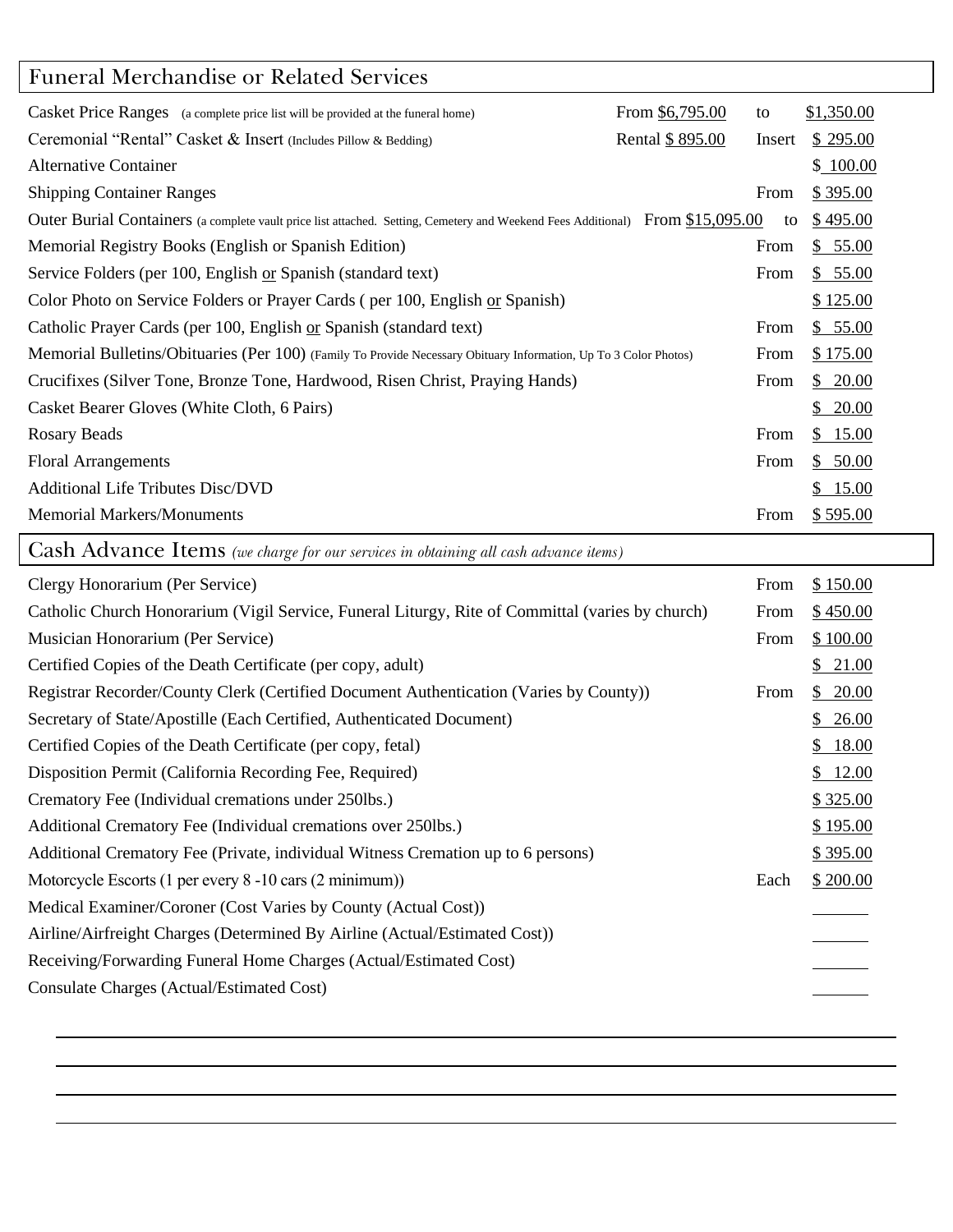## Funeral Merchandise or Related Services

| Item | | | |
|---|---|---|---|
| Casket Price Ranges (a complete price list will be provided at the funeral home) | From $6,795.00 | to | $1,350.00 |
| Ceremonial "Rental" Casket & Insert (Includes Pillow & Bedding) | Rental $ 895.00 | Insert | $ 295.00 |
| Alternative Container | | | $ 100.00 |
| Shipping Container Ranges | | From | $ 395.00 |
| Outer Burial Containers (a complete vault price list attached. Setting, Cemetery and Weekend Fees Additional) | From $15,095.00 | to | $ 495.00 |
| Memorial Registry Books (English or Spanish Edition) | | From | $ 55.00 |
| Service Folders (per 100, English or Spanish (standard text) | | From | $ 55.00 |
| Color Photo on Service Folders or Prayer Cards ( per 100, English or Spanish) | | | $ 125.00 |
| Catholic Prayer Cards (per 100, English or Spanish (standard text) | | From | $ 55.00 |
| Memorial Bulletins/Obituaries (Per 100) (Family To Provide Necessary Obituary Information, Up To 3 Color Photos) | | From | $ 175.00 |
| Crucifixes (Silver Tone, Bronze Tone, Hardwood, Risen Christ, Praying Hands) | | From | $ 20.00 |
| Casket Bearer Gloves (White Cloth, 6 Pairs) | | | $ 20.00 |
| Rosary Beads | | From | $ 15.00 |
| Floral Arrangements | | From | $ 50.00 |
| Additional Life Tributes Disc/DVD | | | $ 15.00 |
| Memorial Markers/Monuments | | From | $ 595.00 |

## Cash Advance Items *(we charge for our services in obtaining all cash advance items)*

| Item | | |
|---|---|---|
| Clergy Honorarium (Per Service) | From | $ 150.00 |
| Catholic Church Honorarium (Vigil Service, Funeral Liturgy, Rite of Committal (varies by church) | From | $ 450.00 |
| Musician Honorarium (Per Service) | From | $ 100.00 |
| Certified Copies of the Death Certificate (per copy, adult) | | $ 21.00 |
| Registrar Recorder/County Clerk (Certified Document Authentication (Varies by County)) | From | $ 20.00 |
| Secretary of State/Apostille (Each Certified, Authenticated Document) | | $ 26.00 |
| Certified Copies of the Death Certificate (per copy, fetal) | | $ 18.00 |
| Disposition Permit (California Recording Fee, Required) | | $ 12.00 |
| Crematory Fee (Individual cremations under 250lbs.) | | $ 325.00 |
| Additional Crematory Fee (Individual cremations over 250lbs.) | | $ 195.00 |
| Additional Crematory Fee (Private, individual Witness Cremation up to 6 persons) | | $ 395.00 |
| Motorcycle Escorts (1 per every 8 -10 cars (2 minimum)) | Each | $ 200.00 |
| Medical Examiner/Coroner (Cost Varies by County (Actual Cost)) | | ______ |
| Airline/Airfreight Charges (Determined By Airline (Actual/Estimated Cost)) | | ______ |
| Receiving/Forwarding Funeral Home Charges (Actual/Estimated Cost) | | ______ |
| Consulate Charges (Actual/Estimated Cost) | | ______ |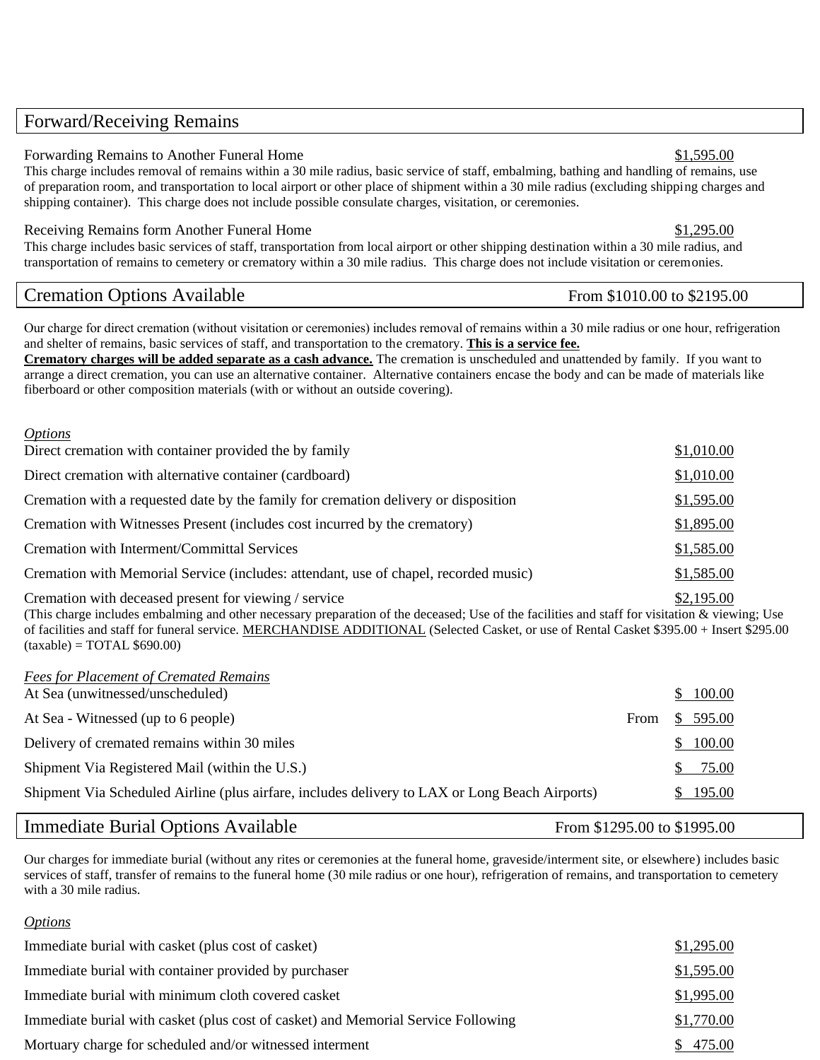## Forward/Receiving Remains

Forwarding Remains to Another Funeral Home — $1,595.00

This charge includes removal of remains within a 30 mile radius, basic service of staff, embalming, bathing and handling of remains, use of preparation room, and transportation to local airport or other place of shipment within a 30 mile radius (excluding shipping charges and shipping container). This charge does not include possible consulate charges, visitation, or ceremonies.

Receiving Remains form Another Funeral Home — $1,295.00

This charge includes basic services of staff, transportation from local airport or other shipping destination within a 30 mile radius, and transportation of remains to cemetery or crematory within a 30 mile radius. This charge does not include visitation or ceremonies.

## Cremation Options Available — From $1010.00 to $2195.00

Our charge for direct cremation (without visitation or ceremonies) includes removal of remains within a 30 mile radius or one hour, refrigeration and shelter of remains, basic services of staff, and transportation to the crematory. **This is a service fee.**
**Crematory charges will be added separate as a cash advance.** The cremation is unscheduled and unattended by family. If you want to arrange a direct cremation, you can use an alternative container. Alternative containers encase the body and can be made of materials like fiberboard or other composition materials (with or without an outside covering).

*Options*

| Option | Price |
|---|---|
| Direct cremation with container provided the by family | $1,010.00 |
| Direct cremation with alternative container (cardboard) | $1,010.00 |
| Cremation with a requested date by the family for cremation delivery or disposition | $1,595.00 |
| Cremation with Witnesses Present (includes cost incurred by the crematory) | $1,895.00 |
| Cremation with Interment/Committal Services | $1,585.00 |
| Cremation with Memorial Service (includes: attendant, use of chapel, recorded music) | $1,585.00 |
| Cremation with deceased present for viewing / service | $2,195.00 |

(This charge includes embalming and other necessary preparation of the deceased; Use of the facilities and staff for visitation & viewing; Use of facilities and staff for funeral service. MERCHANDISE ADDITIONAL (Selected Casket, or use of Rental Casket $395.00 + Insert $295.00 (taxable) = TOTAL $690.00)

*Fees for Placement of Cremated Remains*

| Service | Price |
|---|---|
| At Sea (unwitnessed/unscheduled) | $ 100.00 |
| At Sea - Witnessed (up to 6 people) | From $ 595.00 |
| Delivery of cremated remains within 30 miles | $ 100.00 |
| Shipment Via Registered Mail (within the U.S.) | $ 75.00 |
| Shipment Via Scheduled Airline (plus airfare, includes delivery to LAX or Long Beach Airports) | $ 195.00 |

## Immediate Burial Options Available — From $1295.00 to $1995.00

Our charges for immediate burial (without any rites or ceremonies at the funeral home, graveside/interment site, or elsewhere) includes basic services of staff, transfer of remains to the funeral home (30 mile radius or one hour), refrigeration of remains, and transportation to cemetery with a 30 mile radius.

*Options*

| Option | Price |
|---|---|
| Immediate burial with casket (plus cost of casket) | $1,295.00 |
| Immediate burial with container provided by purchaser | $1,595.00 |
| Immediate burial with minimum cloth covered casket | $1,995.00 |
| Immediate burial with casket (plus cost of casket) and Memorial Service Following | $1,770.00 |
| Mortuary charge for scheduled and/or witnessed interment | $ 475.00 |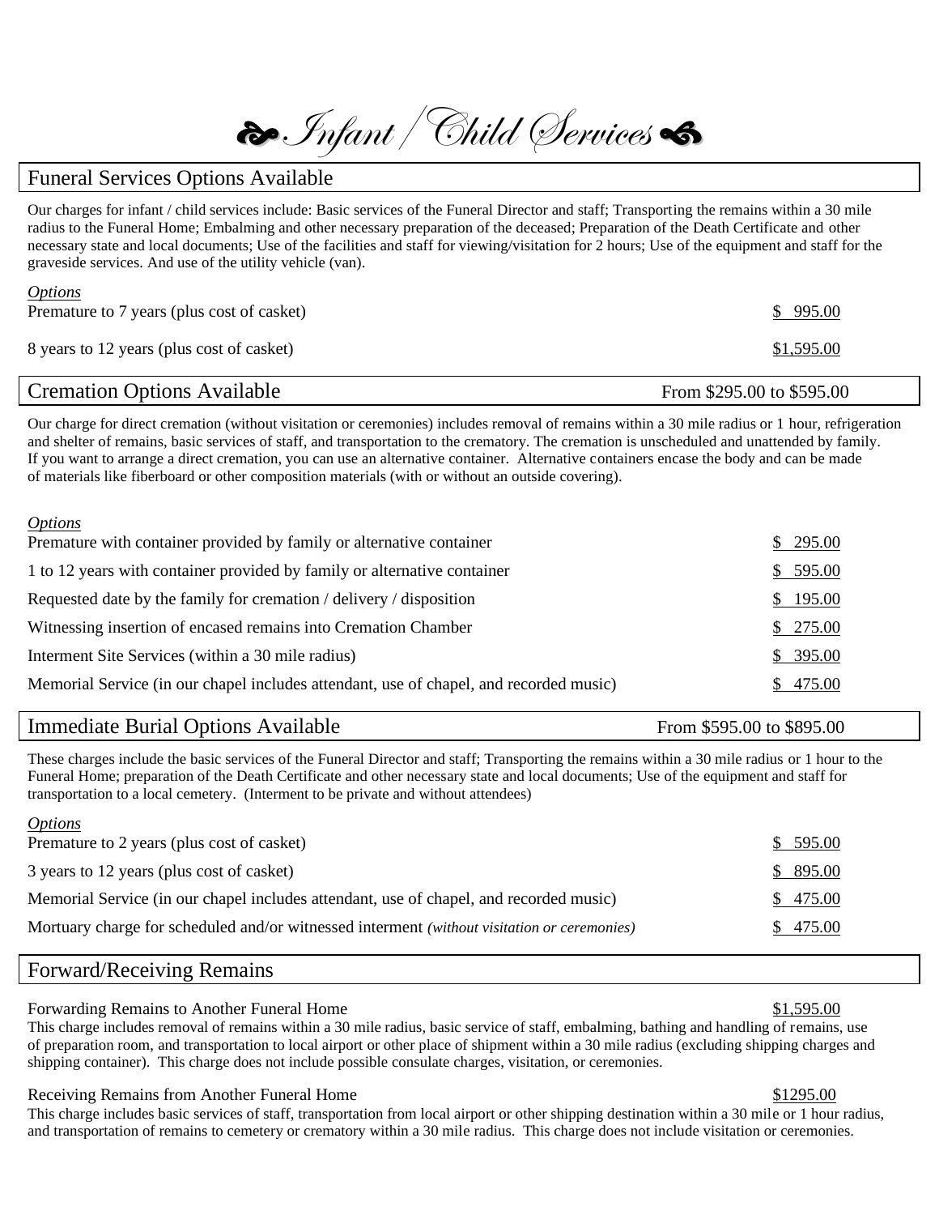# Infant / Child Services

## Funeral Services Options Available

Our charges for infant / child services include: Basic services of the Funeral Director and staff; Transporting the remains within a 30 mile radius to the Funeral Home; Embalming and other necessary preparation of the deceased; Preparation of the Death Certificate and other necessary state and local documents; Use of the facilities and staff for viewing/visitation for 2 hours; Use of the equipment and staff for the graveside services. And use of the utility vehicle (van).

*Options*

| | |
|---|---|
| Premature to 7 years (plus cost of casket) | $ 995.00 |
| 8 years to 12 years (plus cost of casket) | $1,595.00 |

## Cremation Options Available — From $295.00 to $595.00

Our charge for direct cremation (without visitation or ceremonies) includes removal of remains within a 30 mile radius or 1 hour, refrigeration and shelter of remains, basic services of staff, and transportation to the crematory. The cremation is unscheduled and unattended by family. If you want to arrange a direct cremation, you can use an alternative container. Alternative containers encase the body and can be made of materials like fiberboard or other composition materials (with or without an outside covering).

*Options*

| | |
|---|---|
| Premature with container provided by family or alternative container | $ 295.00 |
| 1 to 12 years with container provided by family or alternative container | $ 595.00 |
| Requested date by the family for cremation / delivery / disposition | $ 195.00 |
| Witnessing insertion of encased remains into Cremation Chamber | $ 275.00 |
| Interment Site Services (within a 30 mile radius) | $ 395.00 |
| Memorial Service (in our chapel includes attendant, use of chapel, and recorded music) | $ 475.00 |

## Immediate Burial Options Available — From $595.00 to $895.00

These charges include the basic services of the Funeral Director and staff; Transporting the remains within a 30 mile radius or 1 hour to the Funeral Home; preparation of the Death Certificate and other necessary state and local documents; Use of the equipment and staff for transportation to a local cemetery. (Interment to be private and without attendees)

*Options*

| | |
|---|---|
| Premature to 2 years (plus cost of casket) | $ 595.00 |
| 3 years to 12 years (plus cost of casket) | $ 895.00 |
| Memorial Service (in our chapel includes attendant, use of chapel, and recorded music) | $ 475.00 |
| Mortuary charge for scheduled and/or witnessed interment *(without visitation or ceremonies)* | $ 475.00 |

## Forward/Receiving Remains

Forwarding Remains to Another Funeral Home — $1,595.00

This charge includes removal of remains within a 30 mile radius, basic service of staff, embalming, bathing and handling of remains, use of preparation room, and transportation to local airport or other place of shipment within a 30 mile radius (excluding shipping charges and shipping container). This charge does not include possible consulate charges, visitation, or ceremonies.

Receiving Remains from Another Funeral Home — $1295.00

This charge includes basic services of staff, transportation from local airport or other shipping destination within a 30 mile or 1 hour radius, and transportation of remains to cemetery or crematory within a 30 mile radius. This charge does not include visitation or ceremonies.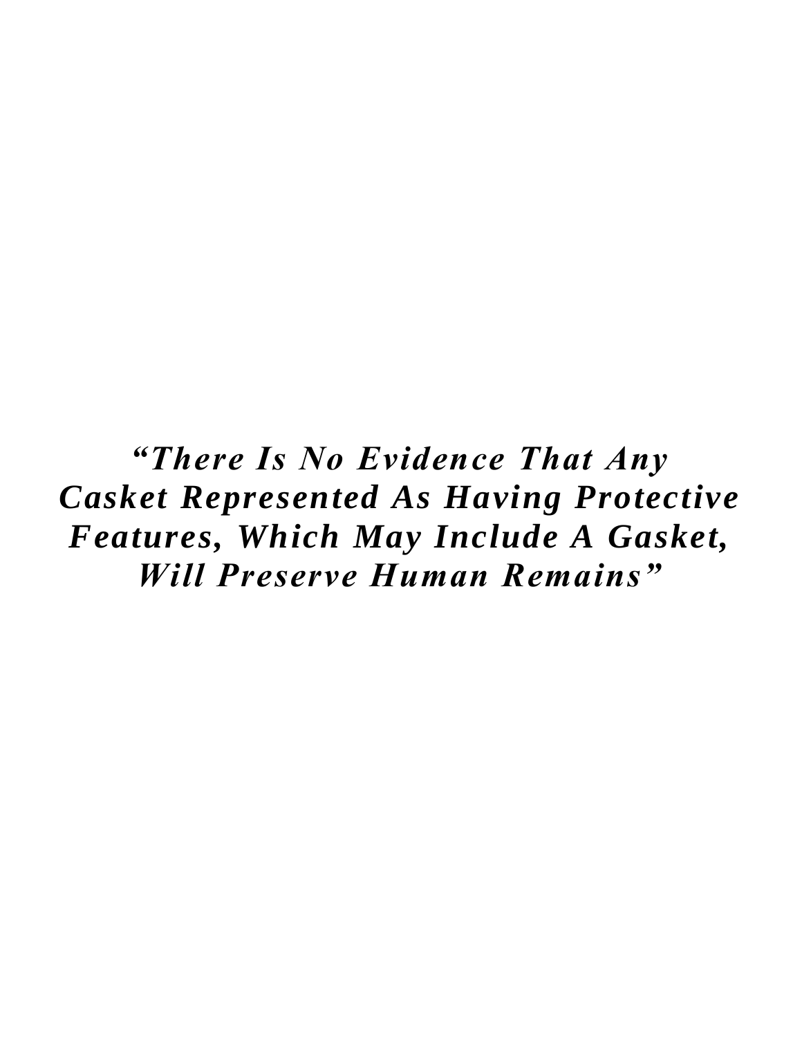***"There Is No Evidence That Any Casket Represented As Having Protective Features, Which May Include A Gasket, Will Preserve Human Remains"***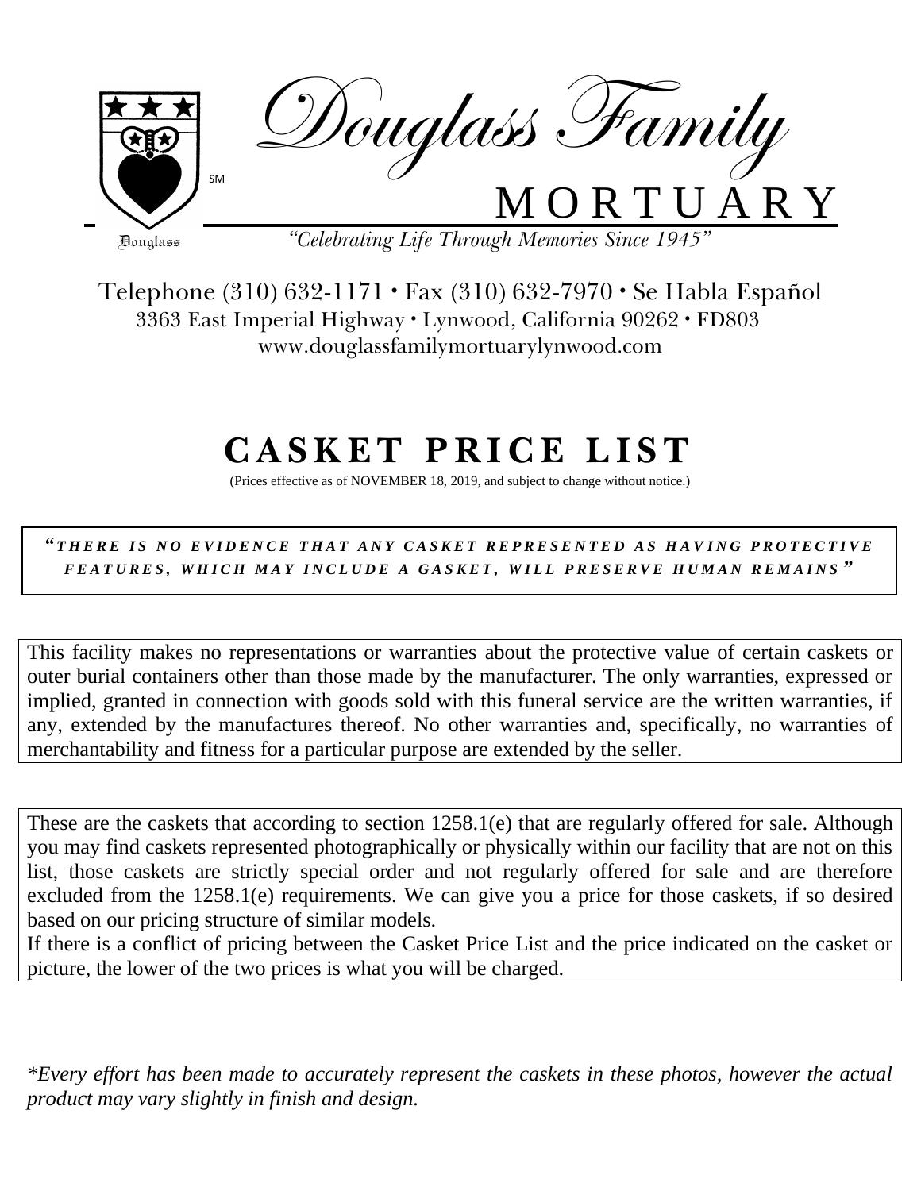Douglass Family

SM

MORTUARY

Douglass

*"Celebrating Life Through Memories Since 1945"*

Telephone (310) 632-1171 • Fax (310) 632-7970 • Se Habla Español

3363 East Imperial Highway • Lynwood, California 90262 • FD803

www.douglassfamilymortuarylynwood.com

# CASKET PRICE LIST

(Prices effective as of NOVEMBER 18, 2019, and subject to change without notice.)

***"THERE IS NO EVIDENCE THAT ANY CASKET REPRESENTED AS HAVING PROTECTIVE FEATURES, WHICH MAY INCLUDE A GASKET, WILL PRESERVE HUMAN REMAINS"***

This facility makes no representations or warranties about the protective value of certain caskets or outer burial containers other than those made by the manufacturer. The only warranties, expressed or implied, granted in connection with goods sold with this funeral service are the written warranties, if any, extended by the manufactures thereof. No other warranties and, specifically, no warranties of merchantability and fitness for a particular purpose are extended by the seller.

These are the caskets that according to section 1258.1(e) that are regularly offered for sale. Although you may find caskets represented photographically or physically within our facility that are not on this list, those caskets are strictly special order and not regularly offered for sale and are therefore excluded from the 1258.1(e) requirements. We can give you a price for those caskets, if so desired based on our pricing structure of similar models.
If there is a conflict of pricing between the Casket Price List and the price indicated on the casket or picture, the lower of the two prices is what you will be charged.

*\*Every effort has been made to accurately represent the caskets in these photos, however the actual product may vary slightly in finish and design.*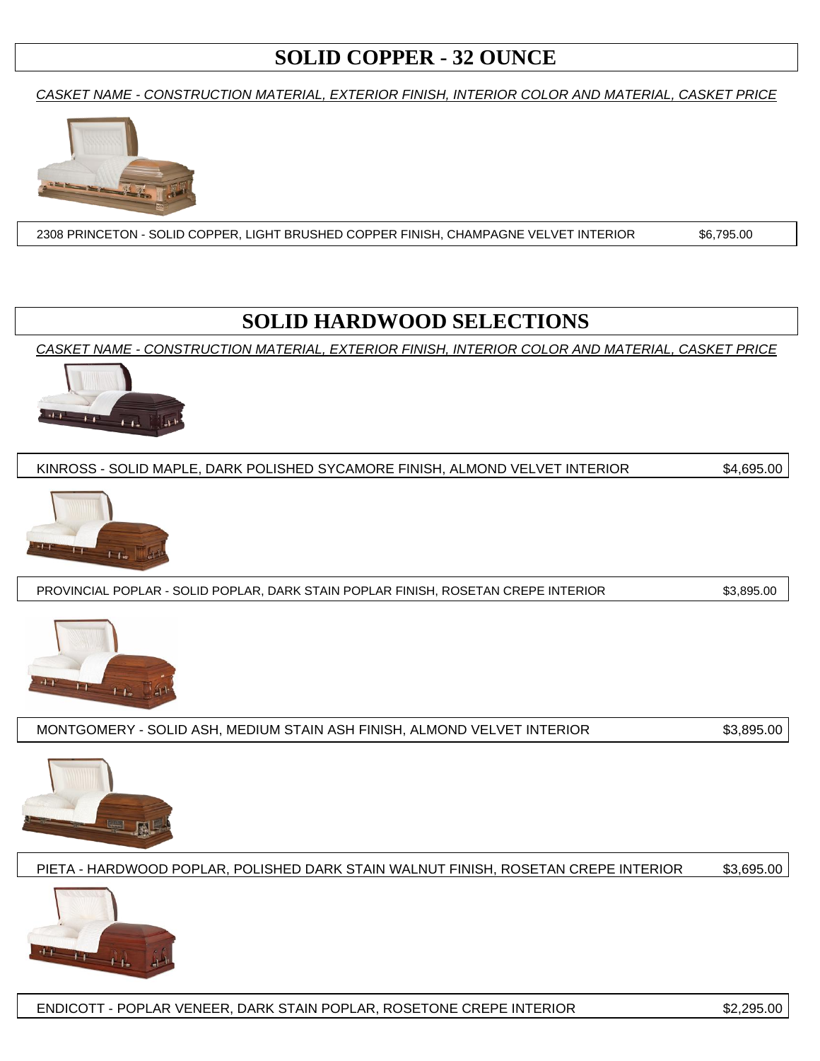# SOLID COPPER - 32 OUNCE

*CASKET NAME - CONSTRUCTION MATERIAL, EXTERIOR FINISH, INTERIOR COLOR AND MATERIAL, CASKET PRICE*

| | |
|---|---|
| 2308 PRINCETON - SOLID COPPER, LIGHT BRUSHED COPPER FINISH, CHAMPAGNE VELVET INTERIOR | $6,795.00 |

# SOLID HARDWOOD SELECTIONS

*CASKET NAME - CONSTRUCTION MATERIAL, EXTERIOR FINISH, INTERIOR COLOR AND MATERIAL, CASKET PRICE*

| | |
|---|---|
| KINROSS - SOLID MAPLE, DARK POLISHED SYCAMORE FINISH, ALMOND VELVET INTERIOR | $4,695.00 |

| | |
|---|---|
| PROVINCIAL POPLAR - SOLID POPLAR, DARK STAIN POPLAR FINISH, ROSETAN CREPE INTERIOR | $3,895.00 |

| | |
|---|---|
| MONTGOMERY - SOLID ASH, MEDIUM STAIN ASH FINISH, ALMOND VELVET INTERIOR | $3,895.00 |

| | |
|---|---|
| PIETA - HARDWOOD POPLAR, POLISHED DARK STAIN WALNUT FINISH, ROSETAN CREPE INTERIOR | $3,695.00 |

| | |
|---|---|
| ENDICOTT - POPLAR VENEER, DARK STAIN POPLAR, ROSETONE CREPE INTERIOR | $2,295.00 |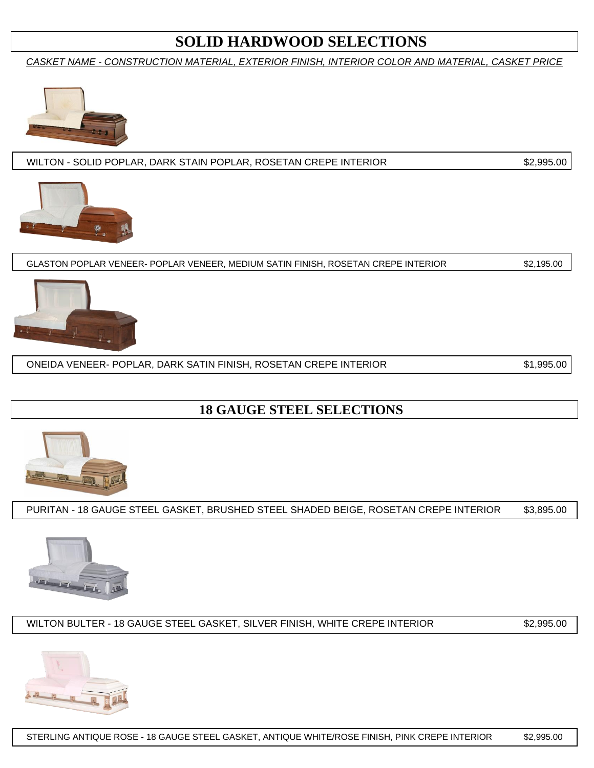# SOLID HARDWOOD SELECTIONS

*CASKET NAME - CONSTRUCTION MATERIAL, EXTERIOR FINISH, INTERIOR COLOR AND MATERIAL, CASKET PRICE*

| | |
|---|---|
| WILTON - SOLID POPLAR, DARK STAIN POPLAR, ROSETAN CREPE INTERIOR | $2,995.00 |
| GLASTON POPLAR VENEER- POPLAR VENEER, MEDIUM SATIN FINISH, ROSETAN CREPE INTERIOR | $2,195.00 |
| ONEIDA VENEER- POPLAR, DARK SATIN FINISH, ROSETAN CREPE INTERIOR | $1,995.00 |

# 18 GAUGE STEEL SELECTIONS

| | |
|---|---|
| PURITAN - 18 GAUGE STEEL GASKET, BRUSHED STEEL SHADED BEIGE, ROSETAN CREPE INTERIOR | $3,895.00 |
| WILTON BULTER - 18 GAUGE STEEL GASKET, SILVER FINISH, WHITE CREPE INTERIOR | $2,995.00 |
| STERLING ANTIQUE ROSE - 18 GAUGE STEEL GASKET, ANTIQUE WHITE/ROSE FINISH, PINK CREPE INTERIOR | $2,995.00 |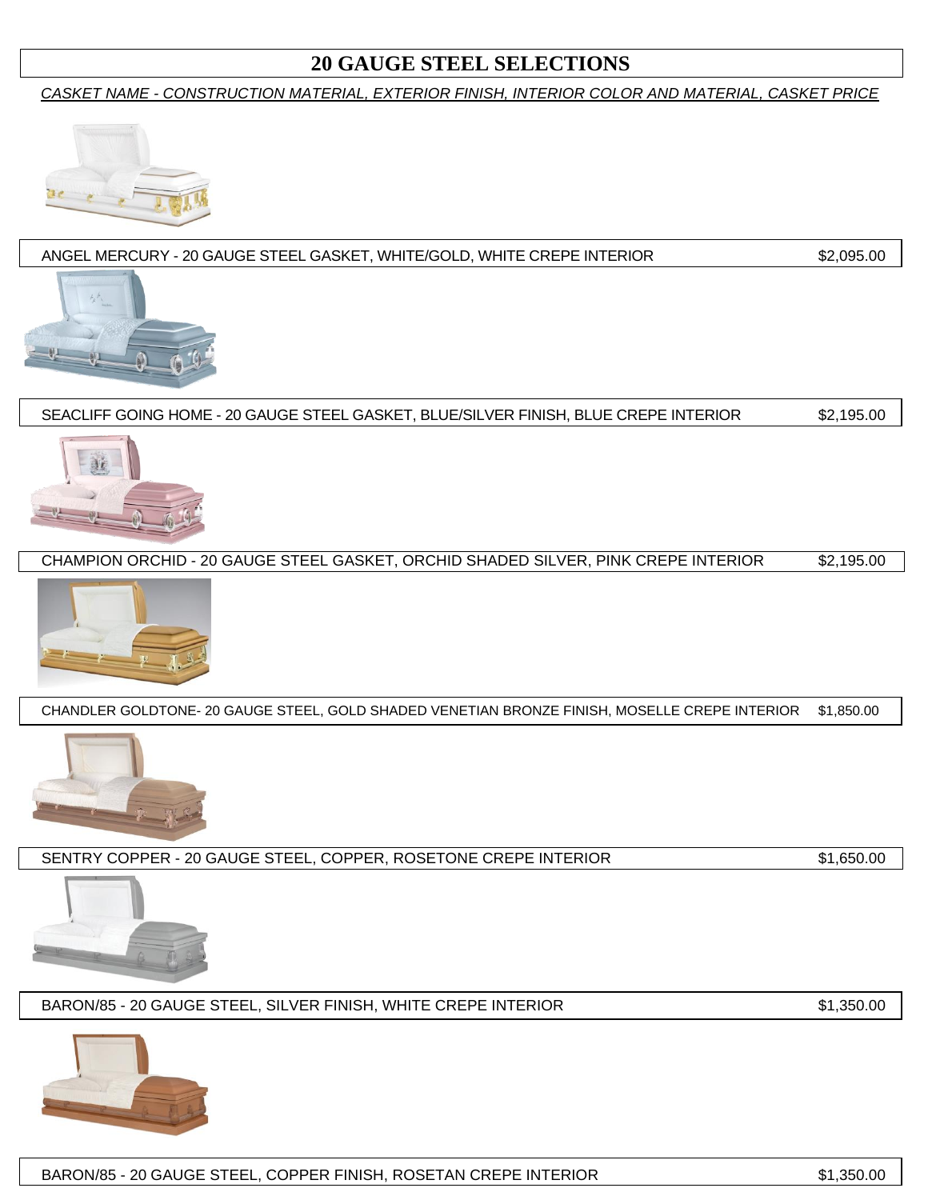# 20 GAUGE STEEL SELECTIONS

*CASKET NAME - CONSTRUCTION MATERIAL, EXTERIOR FINISH, INTERIOR COLOR AND MATERIAL, CASKET PRICE*

| | |
|---|---|
| ANGEL MERCURY - 20 GAUGE STEEL GASKET, WHITE/GOLD, WHITE CREPE INTERIOR | $2,095.00 |
| SEACLIFF GOING HOME - 20 GAUGE STEEL GASKET, BLUE/SILVER FINISH, BLUE CREPE INTERIOR | $2,195.00 |
| CHAMPION ORCHID - 20 GAUGE STEEL GASKET, ORCHID SHADED SILVER, PINK CREPE INTERIOR | $2,195.00 |
| CHANDLER GOLDTONE- 20 GAUGE STEEL, GOLD SHADED VENETIAN BRONZE FINISH, MOSELLE CREPE INTERIOR | $1,850.00 |
| SENTRY COPPER - 20 GAUGE STEEL, COPPER, ROSETONE CREPE INTERIOR | $1,650.00 |
| BARON/85 - 20 GAUGE STEEL, SILVER FINISH, WHITE CREPE INTERIOR | $1,350.00 |
| BARON/85 - 20 GAUGE STEEL, COPPER FINISH, ROSETAN CREPE INTERIOR | $1,350.00 |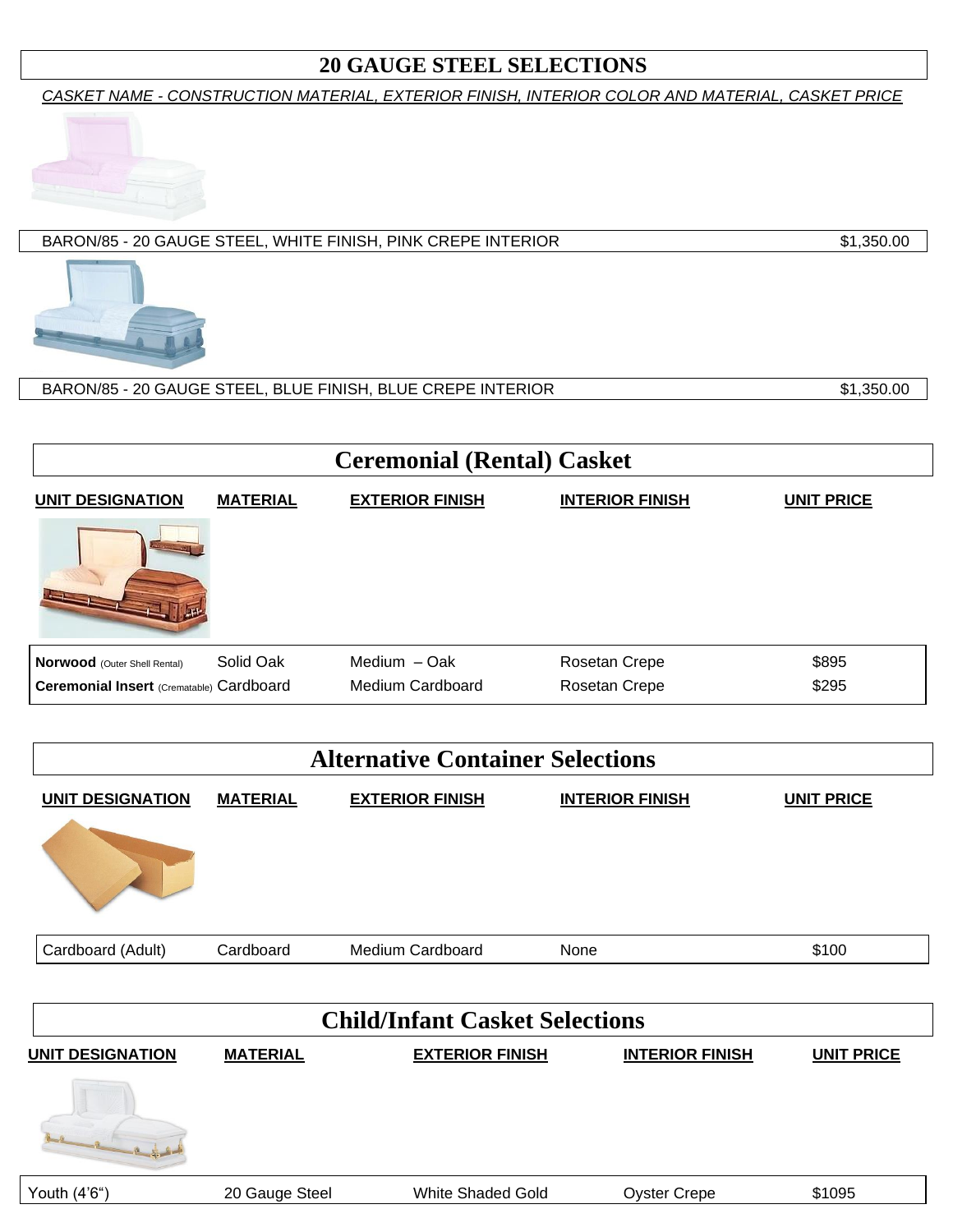# 20 GAUGE STEEL SELECTIONS

*CASKET NAME - CONSTRUCTION MATERIAL, EXTERIOR FINISH, INTERIOR COLOR AND MATERIAL, CASKET PRICE*

| Casket | Price |
|---|---|
| BARON/85 - 20 GAUGE STEEL, WHITE FINISH, PINK CREPE INTERIOR | $1,350.00 |
| BARON/85 - 20 GAUGE STEEL, BLUE FINISH, BLUE CREPE INTERIOR | $1,350.00 |

# Ceremonial (Rental) Casket

| UNIT DESIGNATION | MATERIAL | EXTERIOR FINISH | INTERIOR FINISH | UNIT PRICE |
|---|---|---|---|---|
| **Norwood** (Outer Shell Rental) | Solid Oak | Medium – Oak | Rosetan Crepe | $895 |
| **Ceremonial Insert** (Crematable) | Cardboard | Medium Cardboard | Rosetan Crepe | $295 |

# Alternative Container Selections

| UNIT DESIGNATION | MATERIAL | EXTERIOR FINISH | INTERIOR FINISH | UNIT PRICE |
|---|---|---|---|---|
| Cardboard (Adult) | Cardboard | Medium Cardboard | None | $100 |

# Child/Infant Casket Selections

| UNIT DESIGNATION | MATERIAL | EXTERIOR FINISH | INTERIOR FINISH | UNIT PRICE |
|---|---|---|---|---|
| Youth (4'6") | 20 Gauge Steel | White Shaded Gold | Oyster Crepe | $1095 |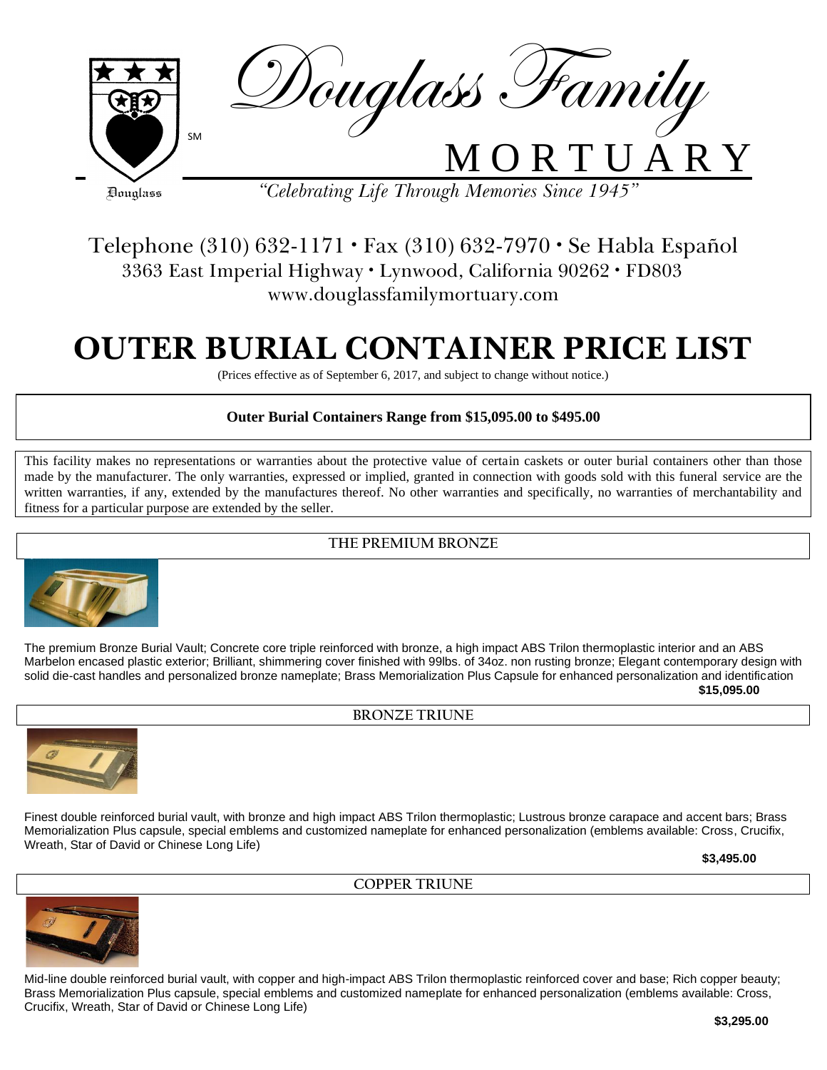Douglass Family MORTUARY

Douglass

SM

*"Celebrating Life Through Memories Since 1945"*

Telephone (310) 632-1171 • Fax (310) 632-7970 • Se Habla Español
3363 East Imperial Highway • Lynwood, California 90262 • FD803
www.douglassfamilymortuary.com

# OUTER BURIAL CONTAINER PRICE LIST

(Prices effective as of September 6, 2017, and subject to change without notice.)

**Outer Burial Containers Range from $15,095.00 to $495.00**

This facility makes no representations or warranties about the protective value of certain caskets or outer burial containers other than those made by the manufacturer. The only warranties, expressed or implied, granted in connection with goods sold with this funeral service are the written warranties, if any, extended by the manufactures thereof. No other warranties and specifically, no warranties of merchantability and fitness for a particular purpose are extended by the seller.

## THE PREMIUM BRONZE

The premium Bronze Burial Vault; Concrete core triple reinforced with bronze, a high impact ABS Trilon thermoplastic interior and an ABS Marbelon encased plastic exterior; Brilliant, shimmering cover finished with 99lbs. of 34oz. non rusting bronze; Elegant contemporary design with solid die-cast handles and personalized bronze nameplate; Brass Memorialization Plus Capsule for enhanced personalization and identification

**$15,095.00**

## BRONZE TRIUNE

Finest double reinforced burial vault, with bronze and high impact ABS Trilon thermoplastic; Lustrous bronze carapace and accent bars; Brass Memorialization Plus capsule, special emblems and customized nameplate for enhanced personalization (emblems available: Cross, Crucifix, Wreath, Star of David or Chinese Long Life)

**$3,495.00**

## COPPER TRIUNE

Mid-line double reinforced burial vault, with copper and high-impact ABS Trilon thermoplastic reinforced cover and base; Rich copper beauty; Brass Memorialization Plus capsule, special emblems and customized nameplate for enhanced personalization (emblems available: Cross, Crucifix, Wreath, Star of David or Chinese Long Life)

**$3,295.00**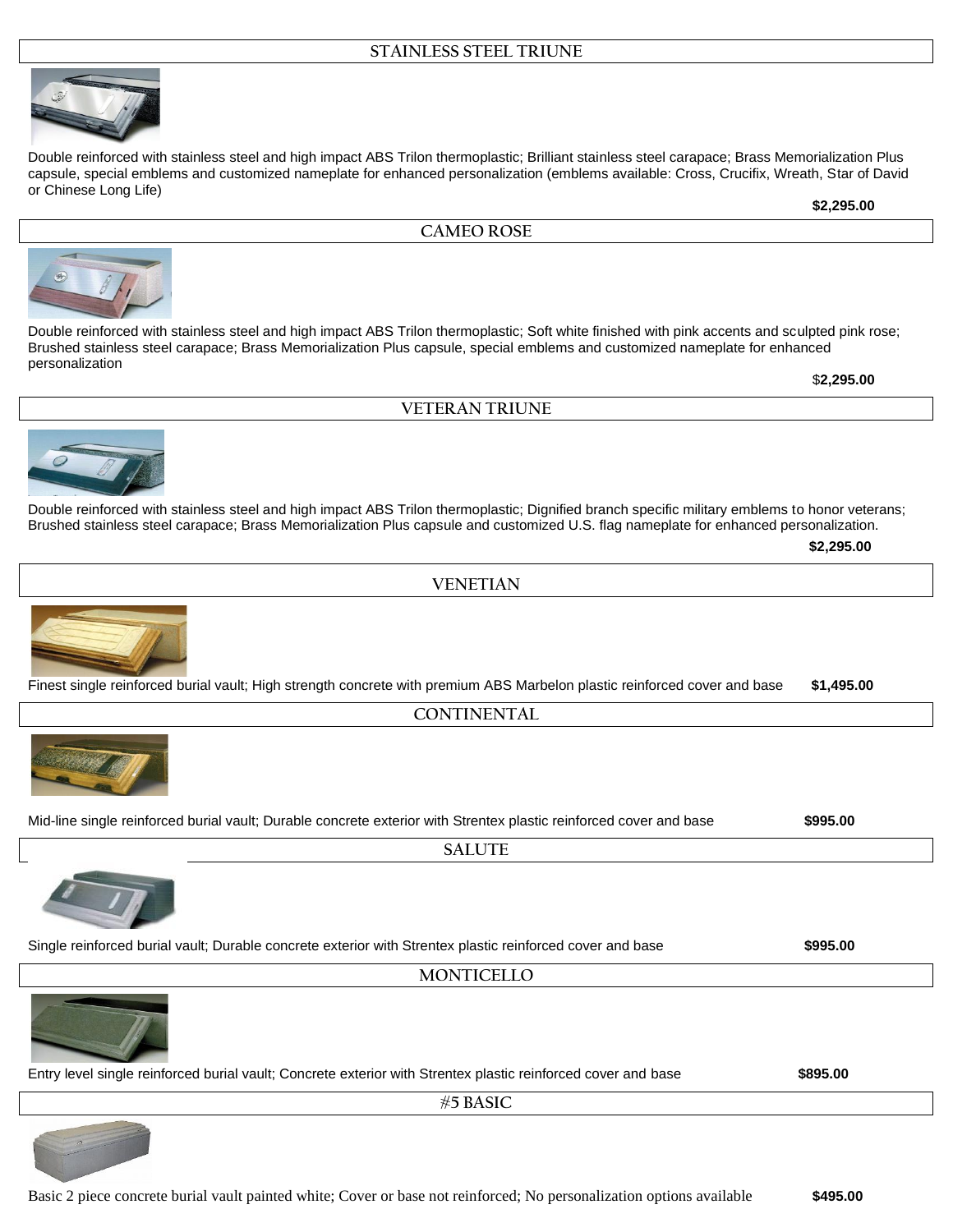## STAINLESS STEEL TRIUNE

Double reinforced with stainless steel and high impact ABS Trilon thermoplastic; Brilliant stainless steel carapace; Brass Memorialization Plus capsule, special emblems and customized nameplate for enhanced personalization (emblems available: Cross, Crucifix, Wreath, Star of David or Chinese Long Life)

**$2,295.00**

## CAMEO ROSE

Double reinforced with stainless steel and high impact ABS Trilon thermoplastic; Soft white finished with pink accents and sculpted pink rose; Brushed stainless steel carapace; Brass Memorialization Plus capsule, special emblems and customized nameplate for enhanced personalization

$**2,295.00**

## VETERAN TRIUNE

Double reinforced with stainless steel and high impact ABS Trilon thermoplastic; Dignified branch specific military emblems to honor veterans; Brushed stainless steel carapace; Brass Memorialization Plus capsule and customized U.S. flag nameplate for enhanced personalization.

**$2,295.00**

## VENETIAN

Finest single reinforced burial vault; High strength concrete with premium ABS Marbelon plastic reinforced cover and base **$1,495.00**

## CONTINENTAL

Mid-line single reinforced burial vault; Durable concrete exterior with Strentex plastic reinforced cover and base **$995.00**

## SALUTE

Single reinforced burial vault; Durable concrete exterior with Strentex plastic reinforced cover and base **$995.00**

## MONTICELLO

Entry level single reinforced burial vault; Concrete exterior with Strentex plastic reinforced cover and base **$895.00**

## #5 BASIC

Basic 2 piece concrete burial vault painted white; Cover or base not reinforced; No personalization options available **$495.00**